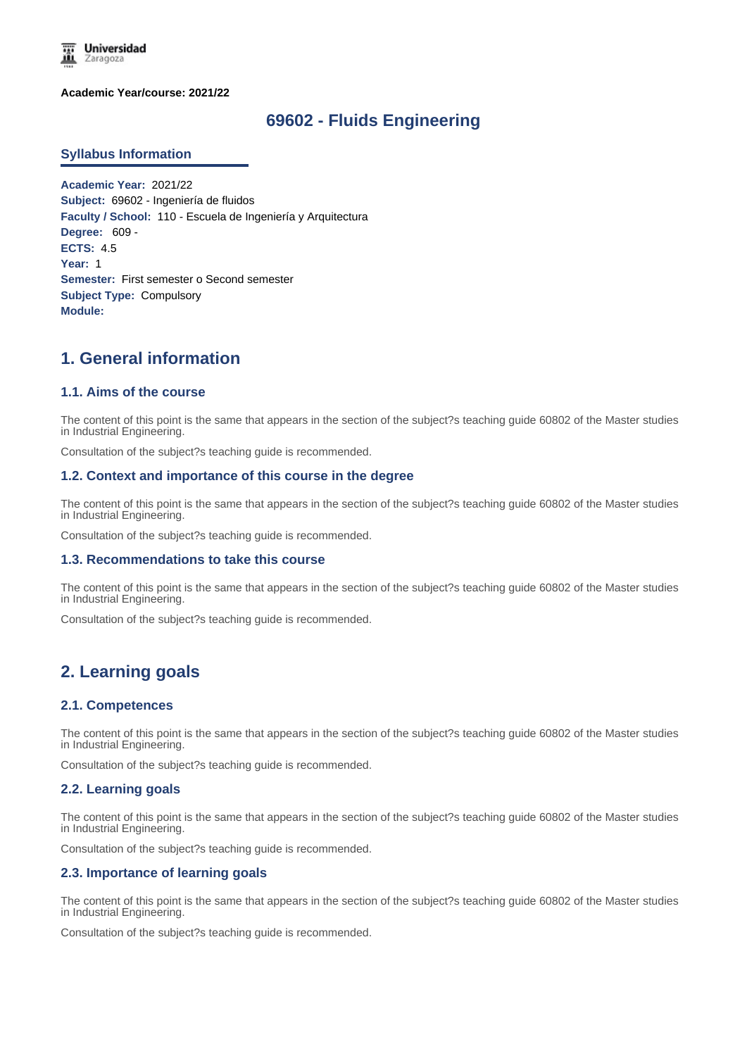**Academic Year/course: 2021/22**

# 69602 - Fluids Engineering

## Syllabus Information

**Academic Year:** 2021/22
**Subject:** 69602 - Ingeniería de fluidos
**Faculty / School:** 110 - Escuela de Ingeniería y Arquitectura
**Degree:** 609 -
**ECTS:** 4.5
**Year:** 1
**Semester:** First semester o Second semester
**Subject Type:** Compulsory
**Module:**

## 1. General information

### 1.1. Aims of the course

The content of this point is the same that appears in the section of the subject?s teaching guide 60802 of the Master studies in Industrial Engineering.

Consultation of the subject?s teaching guide is recommended.

### 1.2. Context and importance of this course in the degree

The content of this point is the same that appears in the section of the subject?s teaching guide 60802 of the Master studies in Industrial Engineering.

Consultation of the subject?s teaching guide is recommended.

### 1.3. Recommendations to take this course

The content of this point is the same that appears in the section of the subject?s teaching guide 60802 of the Master studies in Industrial Engineering.

Consultation of the subject?s teaching guide is recommended.

## 2. Learning goals

### 2.1. Competences

The content of this point is the same that appears in the section of the subject?s teaching guide 60802 of the Master studies in Industrial Engineering.

Consultation of the subject?s teaching guide is recommended.

### 2.2. Learning goals

The content of this point is the same that appears in the section of the subject?s teaching guide 60802 of the Master studies in Industrial Engineering.

Consultation of the subject?s teaching guide is recommended.

### 2.3. Importance of learning goals

The content of this point is the same that appears in the section of the subject?s teaching guide 60802 of the Master studies in Industrial Engineering.

Consultation of the subject?s teaching guide is recommended.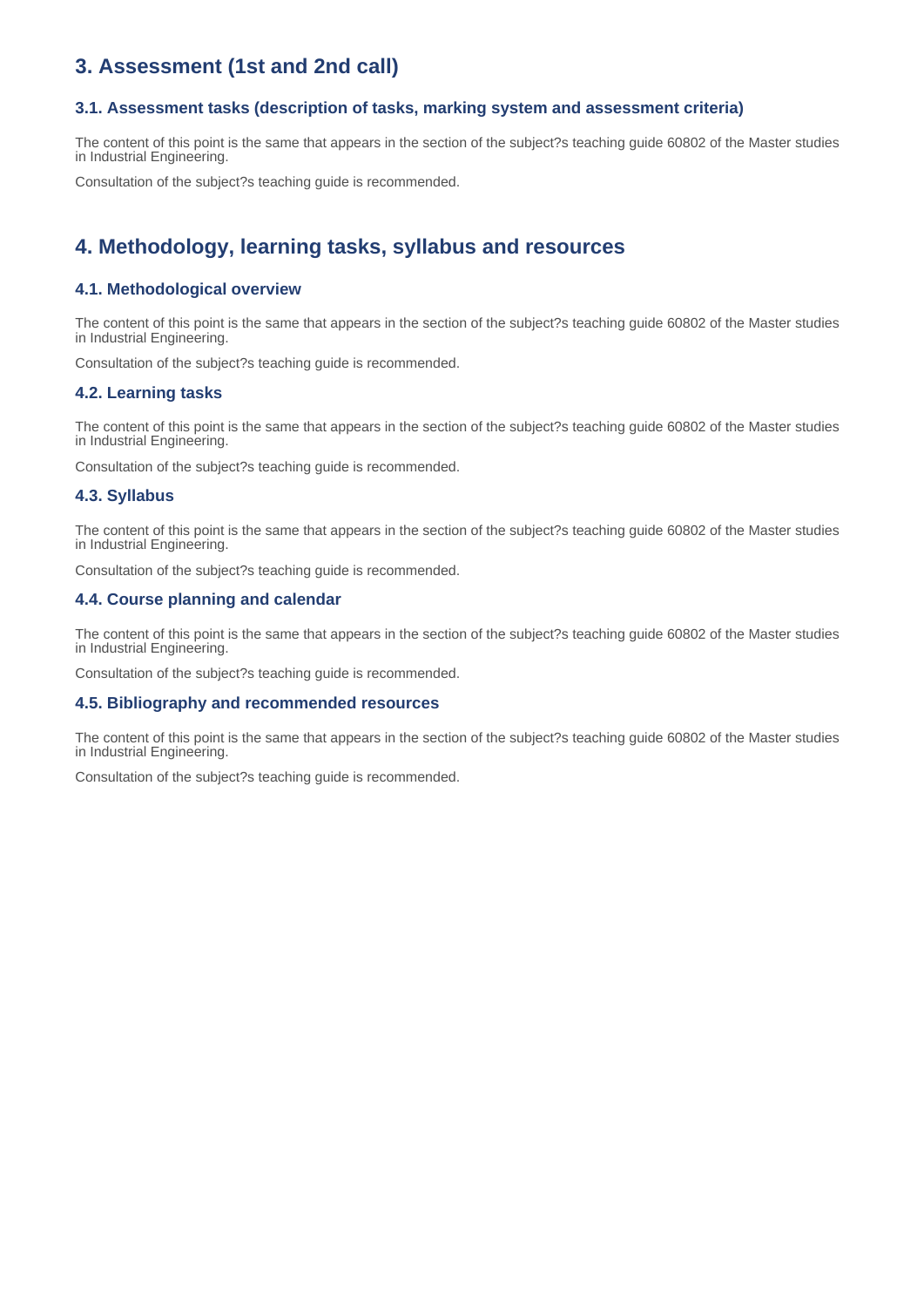## 3. Assessment (1st and 2nd call)

### 3.1. Assessment tasks (description of tasks, marking system and assessment criteria)

The content of this point is the same that appears in the section of the subject?s teaching guide 60802 of the Master studies in Industrial Engineering.

Consultation of the subject?s teaching guide is recommended.

## 4. Methodology, learning tasks, syllabus and resources

### 4.1. Methodological overview

The content of this point is the same that appears in the section of the subject?s teaching guide 60802 of the Master studies in Industrial Engineering.

Consultation of the subject?s teaching guide is recommended.

### 4.2. Learning tasks

The content of this point is the same that appears in the section of the subject?s teaching guide 60802 of the Master studies in Industrial Engineering.

Consultation of the subject?s teaching guide is recommended.

### 4.3. Syllabus

The content of this point is the same that appears in the section of the subject?s teaching guide 60802 of the Master studies in Industrial Engineering.

Consultation of the subject?s teaching guide is recommended.

### 4.4. Course planning and calendar

The content of this point is the same that appears in the section of the subject?s teaching guide 60802 of the Master studies in Industrial Engineering.

Consultation of the subject?s teaching guide is recommended.

### 4.5. Bibliography and recommended resources

The content of this point is the same that appears in the section of the subject?s teaching guide 60802 of the Master studies in Industrial Engineering.

Consultation of the subject?s teaching guide is recommended.